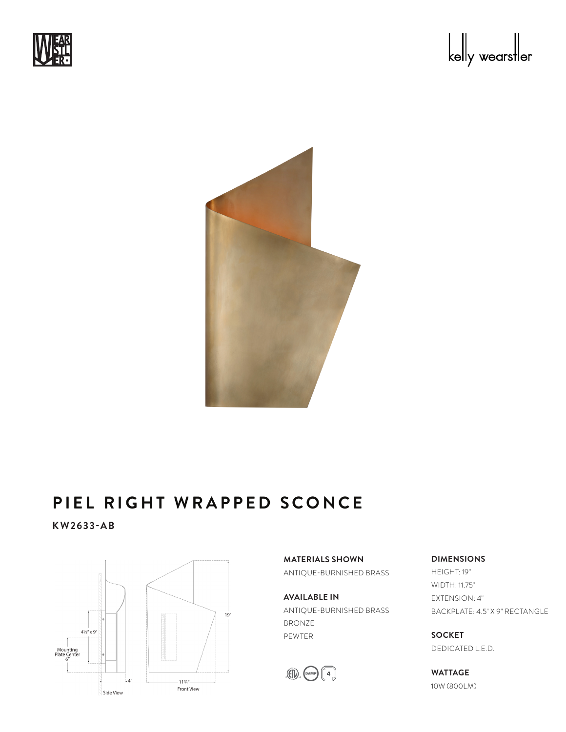# PIEL RIGHT WRAPPED SCONCE

**KW2633-AB**

4½" x 9"

Mounting Plate Center 6"

4"

Side View

19"

11¾"

Front View

**MATERIALS SHOWN**

ANTIQUE-BURNISHED BRASS

**AVAILABLE IN**

ANTIQUE-BURNISHED BRASS
BRONZE
PEWTER

DAMP 4

**DIMENSIONS**

HEIGHT: 19"
WIDTH: 11.75"
EXTENSION: 4"
BACKPLATE: 4.5" X 9" RECTANGLE

**SOCKET**

DEDICATED L.E.D.

**WATTAGE**

10W (800LM)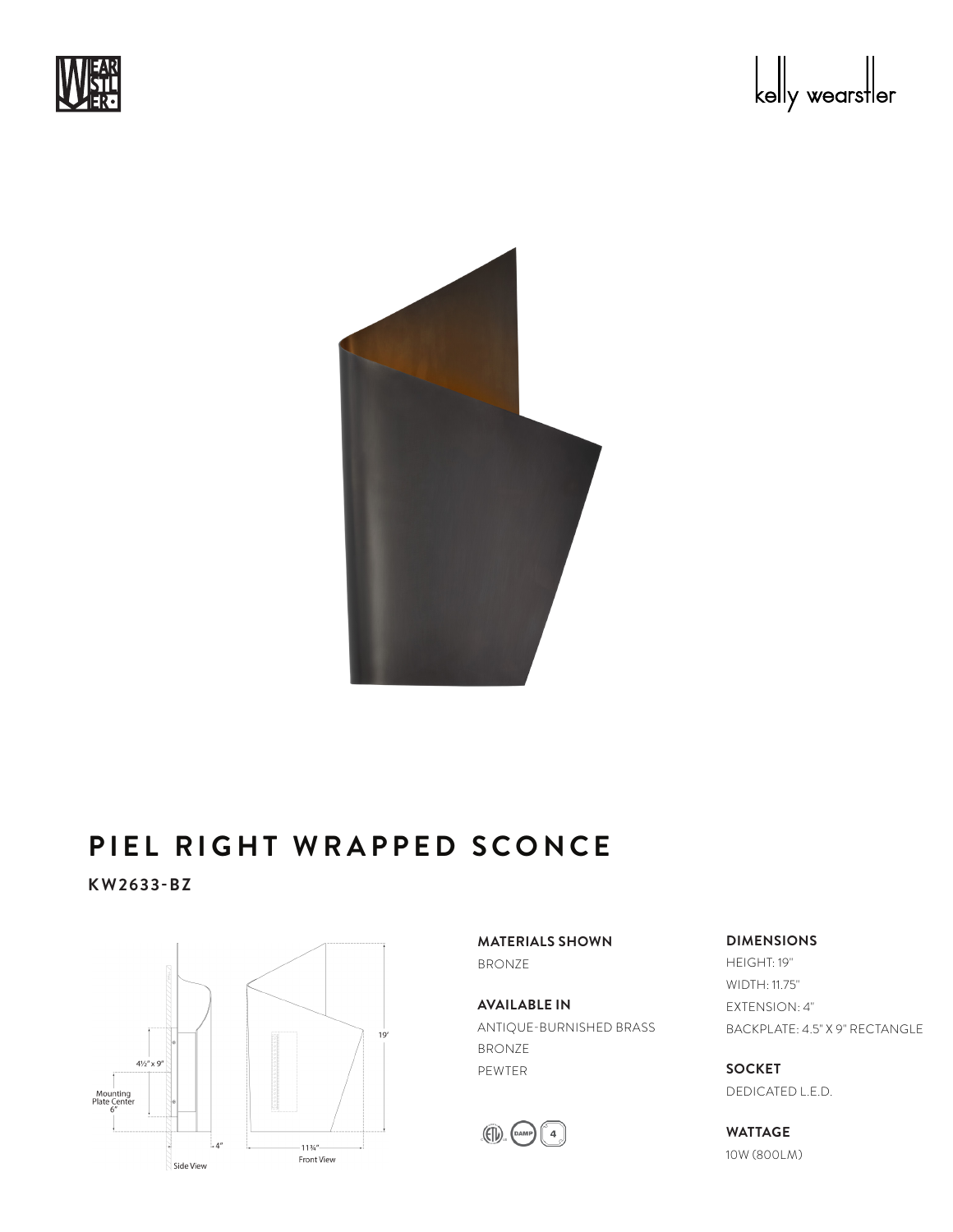kelly wearstler

# PIEL RIGHT WRAPPED SCONCE

**KW2633-BZ**

4½" x 9"

Mounting Plate Center 6"

4"

Side View

19"

11¾"

Front View

**MATERIALS SHOWN**

BRONZE

**AVAILABLE IN**

ANTIQUE-BURNISHED BRASS
BRONZE
PEWTER

**DIMENSIONS**

HEIGHT: 19"
WIDTH: 11.75"
EXTENSION: 4"
BACKPLATE: 4.5" X 9" RECTANGLE

**SOCKET**

DEDICATED L.E.D.

**WATTAGE**

10W (800LM)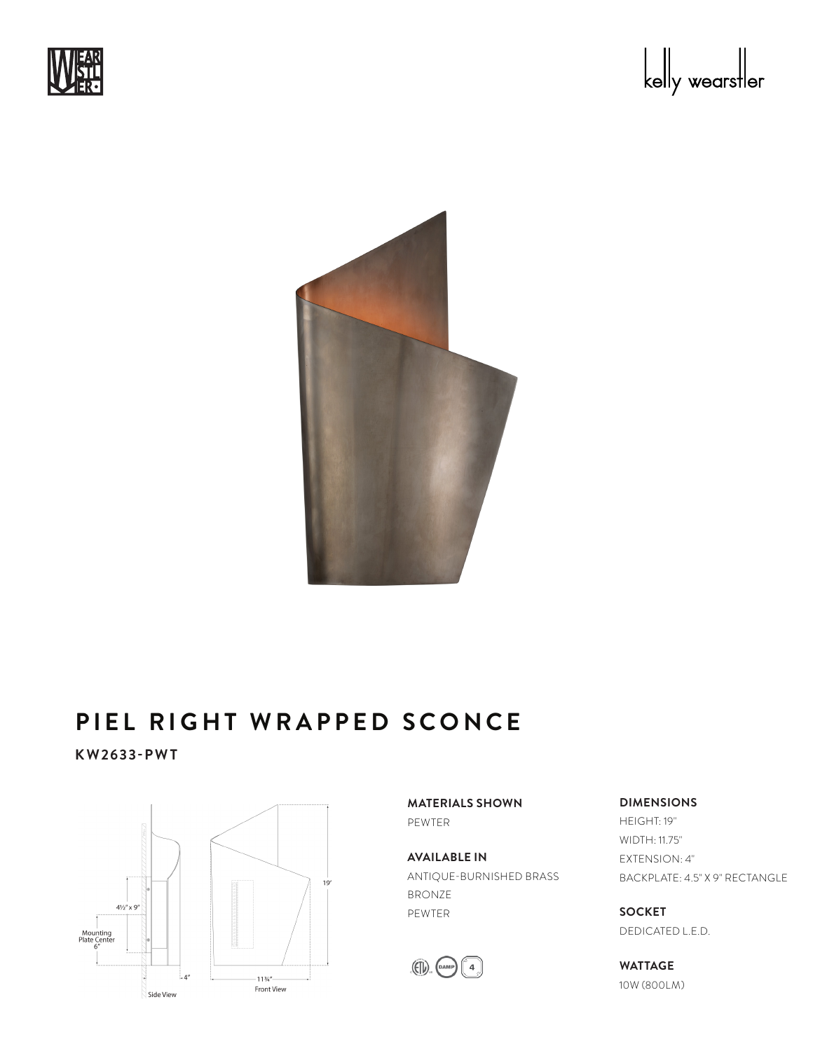# PIEL RIGHT WRAPPED SCONCE

**KW2633-PWT**

4½" x 9"

Mounting Plate Center 6"

4"

Side View

19"

11¾"

Front View

**MATERIALS SHOWN**

PEWTER

**AVAILABLE IN**

ANTIQUE-BURNISHED BRASS

BRONZE

PEWTER

**DIMENSIONS**

HEIGHT: 19"

WIDTH: 11.75"

EXTENSION: 4"

BACKPLATE: 4.5" X 9" RECTANGLE

**SOCKET**

DEDICATED L.E.D.

**WATTAGE**

10W (800LM)